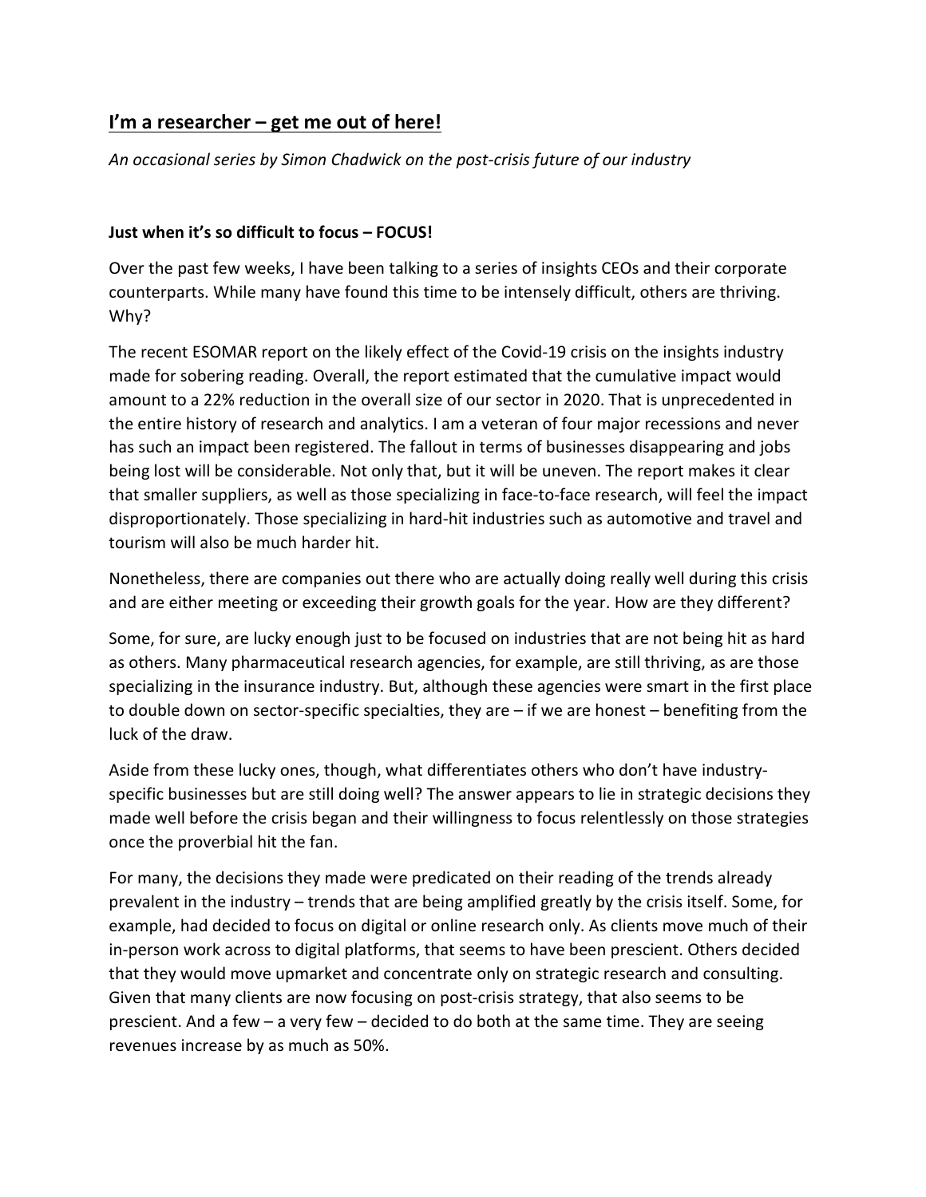## I'm a researcher – get me out of here!

*An occasional series by Simon Chadwick on the post-crisis future of our industry*

### Just when it's so difficult to focus – FOCUS!

Over the past few weeks, I have been talking to a series of insights CEOs and their corporate counterparts. While many have found this time to be intensely difficult, others are thriving. Why?

The recent ESOMAR report on the likely effect of the Covid-19 crisis on the insights industry made for sobering reading. Overall, the report estimated that the cumulative impact would amount to a 22% reduction in the overall size of our sector in 2020. That is unprecedented in the entire history of research and analytics. I am a veteran of four major recessions and never has such an impact been registered. The fallout in terms of businesses disappearing and jobs being lost will be considerable. Not only that, but it will be uneven. The report makes it clear that smaller suppliers, as well as those specializing in face-to-face research, will feel the impact disproportionately. Those specializing in hard-hit industries such as automotive and travel and tourism will also be much harder hit.

Nonetheless, there are companies out there who are actually doing really well during this crisis and are either meeting or exceeding their growth goals for the year. How are they different?

Some, for sure, are lucky enough just to be focused on industries that are not being hit as hard as others. Many pharmaceutical research agencies, for example, are still thriving, as are those specializing in the insurance industry. But, although these agencies were smart in the first place to double down on sector-specific specialties, they are – if we are honest – benefiting from the luck of the draw.

Aside from these lucky ones, though, what differentiates others who don't have industry-specific businesses but are still doing well? The answer appears to lie in strategic decisions they made well before the crisis began and their willingness to focus relentlessly on those strategies once the proverbial hit the fan.

For many, the decisions they made were predicated on their reading of the trends already prevalent in the industry – trends that are being amplified greatly by the crisis itself. Some, for example, had decided to focus on digital or online research only. As clients move much of their in-person work across to digital platforms, that seems to have been prescient. Others decided that they would move upmarket and concentrate only on strategic research and consulting. Given that many clients are now focusing on post-crisis strategy, that also seems to be prescient. And a few – a very few – decided to do both at the same time. They are seeing revenues increase by as much as 50%.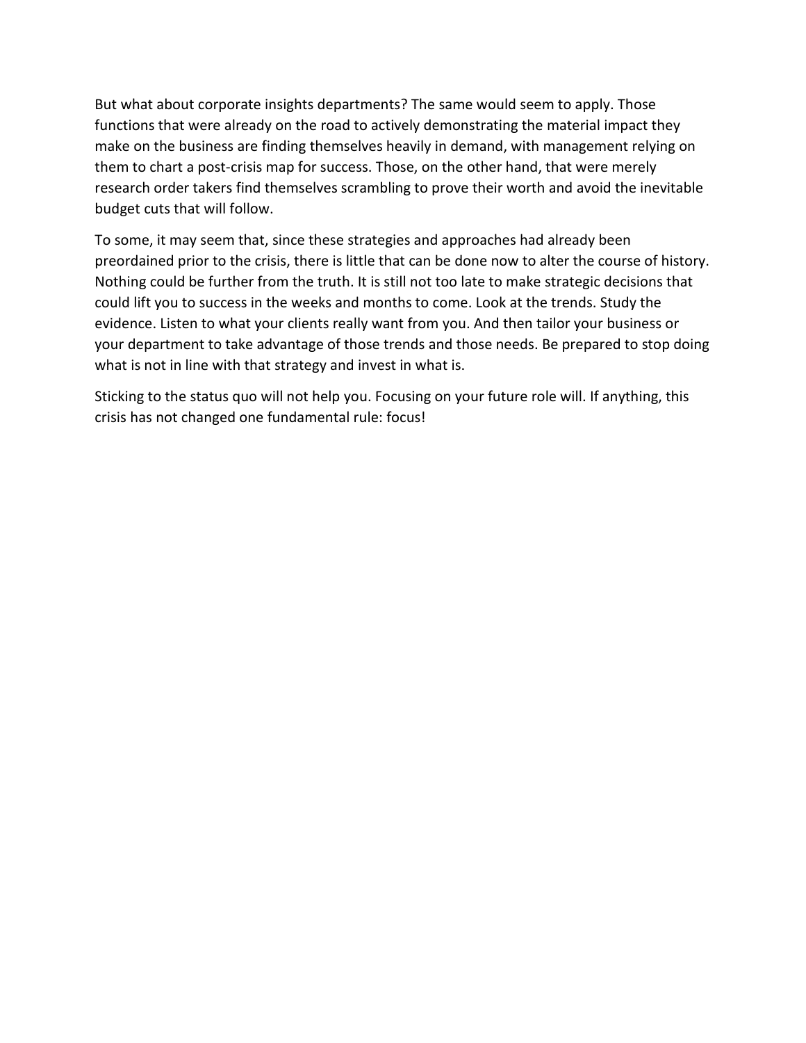But what about corporate insights departments? The same would seem to apply. Those functions that were already on the road to actively demonstrating the material impact they make on the business are finding themselves heavily in demand, with management relying on them to chart a post-crisis map for success. Those, on the other hand, that were merely research order takers find themselves scrambling to prove their worth and avoid the inevitable budget cuts that will follow.

To some, it may seem that, since these strategies and approaches had already been preordained prior to the crisis, there is little that can be done now to alter the course of history. Nothing could be further from the truth. It is still not too late to make strategic decisions that could lift you to success in the weeks and months to come. Look at the trends. Study the evidence. Listen to what your clients really want from you. And then tailor your business or your department to take advantage of those trends and those needs. Be prepared to stop doing what is not in line with that strategy and invest in what is.

Sticking to the status quo will not help you. Focusing on your future role will. If anything, this crisis has not changed one fundamental rule: focus!